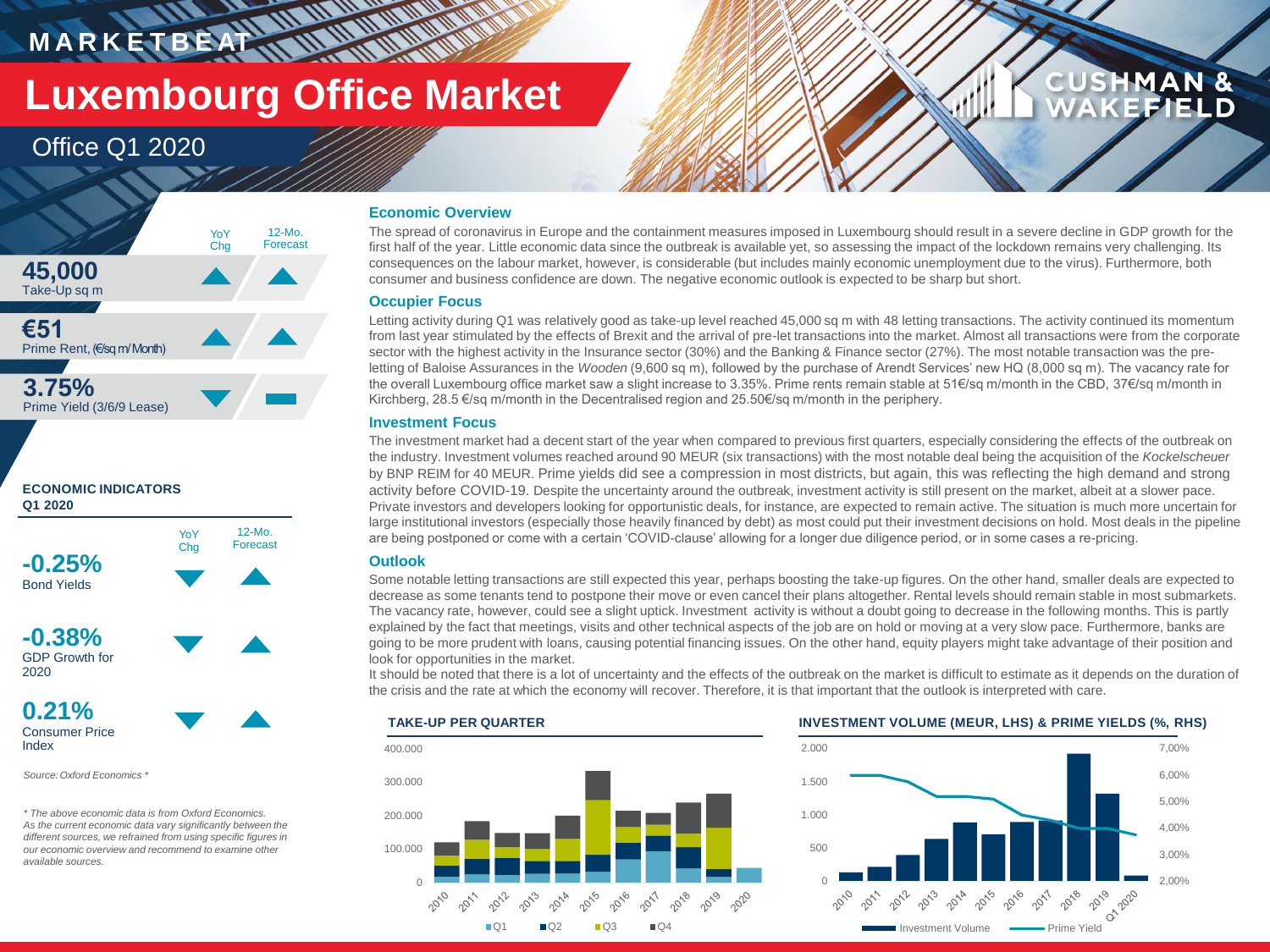MARKETBEAT

# Luxembourg Office Market

## Office Q1 2020

| | YoY Chg | 12-Mo. Forecast |
|---|---|---|
| **45,000** Take-Up sq m | ▲ | ▲ |
| **€51** Prime Rent, (€/sq m/Month) | ▲ | ▲ |
| **3.75%** Prime Yield (3/6/9 Lease) | ▼ | ▬ |

**ECONOMIC INDICATORS Q1 2020**

| | YoY Chg | 12-Mo. Forecast |
|---|---|---|
| **-0.25%** Bond Yields | ▼ | ▲ |
| **-0.38%** GDP Growth for 2020 | ▼ | ▲ |
| **0.21%** Consumer Price Index | ▼ | ▲ |

*Source: Oxford Economics **

*\* The above economic data is from Oxford Economics. As the current economic data vary significantly between the different sources, we refrained from using specific figures in our economic overview and recommend to examine other available sources.*

### Economic Overview

The spread of coronavirus in Europe and the containment measures imposed in Luxembourg should result in a severe decline in GDP growth for the first half of the year. Little economic data since the outbreak is available yet, so assessing the impact of the lockdown remains very challenging. Its consequences on the labour market, however, is considerable (but includes mainly economic unemployment due to the virus). Furthermore, both consumer and business confidence are down. The negative economic outlook is expected to be sharp but short.

### Occupier Focus

Letting activity during Q1 was relatively good as take-up level reached 45,000 sq m with 48 letting transactions. The activity continued its momentum from last year stimulated by the effects of Brexit and the arrival of pre-let transactions into the market. Almost all transactions were from the corporate sector with the highest activity in the Insurance sector (30%) and the Banking & Finance sector (27%). The most notable transaction was the pre-letting of Baloise Assurances in the *Wooden* (9,600 sq m), followed by the purchase of Arendt Services' new HQ (8,000 sq m). The vacancy rate for the overall Luxembourg office market saw a slight increase to 3.35%. Prime rents remain stable at 51€/sq m/month in the CBD, 37€/sq m/month in Kirchberg, 28.5 €/sq m/month in the Decentralised region and 25.50€/sq m/month in the periphery.

### Investment Focus

The investment market had a decent start of the year when compared to previous first quarters, especially considering the effects of the outbreak on the industry. Investment volumes reached around 90 MEUR (six transactions) with the most notable deal being the acquisition of the *Kockelscheuer* by BNP REIM for 40 MEUR. Prime yields did see a compression in most districts, but again, this was reflecting the high demand and strong activity before COVID-19. Despite the uncertainty around the outbreak, investment activity is still present on the market, albeit at a slower pace. Private investors and developers looking for opportunistic deals, for instance, are expected to remain active. The situation is much more uncertain for large institutional investors (especially those heavily financed by debt) as most could put their investment decisions on hold. Most deals in the pipeline are being postponed or come with a certain 'COVID-clause' allowing for a longer due diligence period, or in some cases a re-pricing.

### Outlook

Some notable letting transactions are still expected this year, perhaps boosting the take-up figures. On the other hand, smaller deals are expected to decrease as some tenants tend to postpone their move or even cancel their plans altogether. Rental levels should remain stable in most submarkets. The vacancy rate, however, could see a slight uptick. Investment activity is without a doubt going to decrease in the following months. This is partly explained by the fact that meetings, visits and other technical aspects of the job are on hold or moving at a very slow pace. Furthermore, banks are going to be more prudent with loans, causing potential financing issues. On the other hand, equity players might take advantage of their position and look for opportunities in the market.

It should be noted that there is a lot of uncertainty and the effects of the outbreak on the market is difficult to estimate as it depends on the duration of the crisis and the rate at which the economy will recover. Therefore, it is that important that the outlook is interpreted with care.

**TAKE-UP PER QUARTER**

**INVESTMENT VOLUME (MEUR, LHS) & PRIME YIELDS (%, RHS)**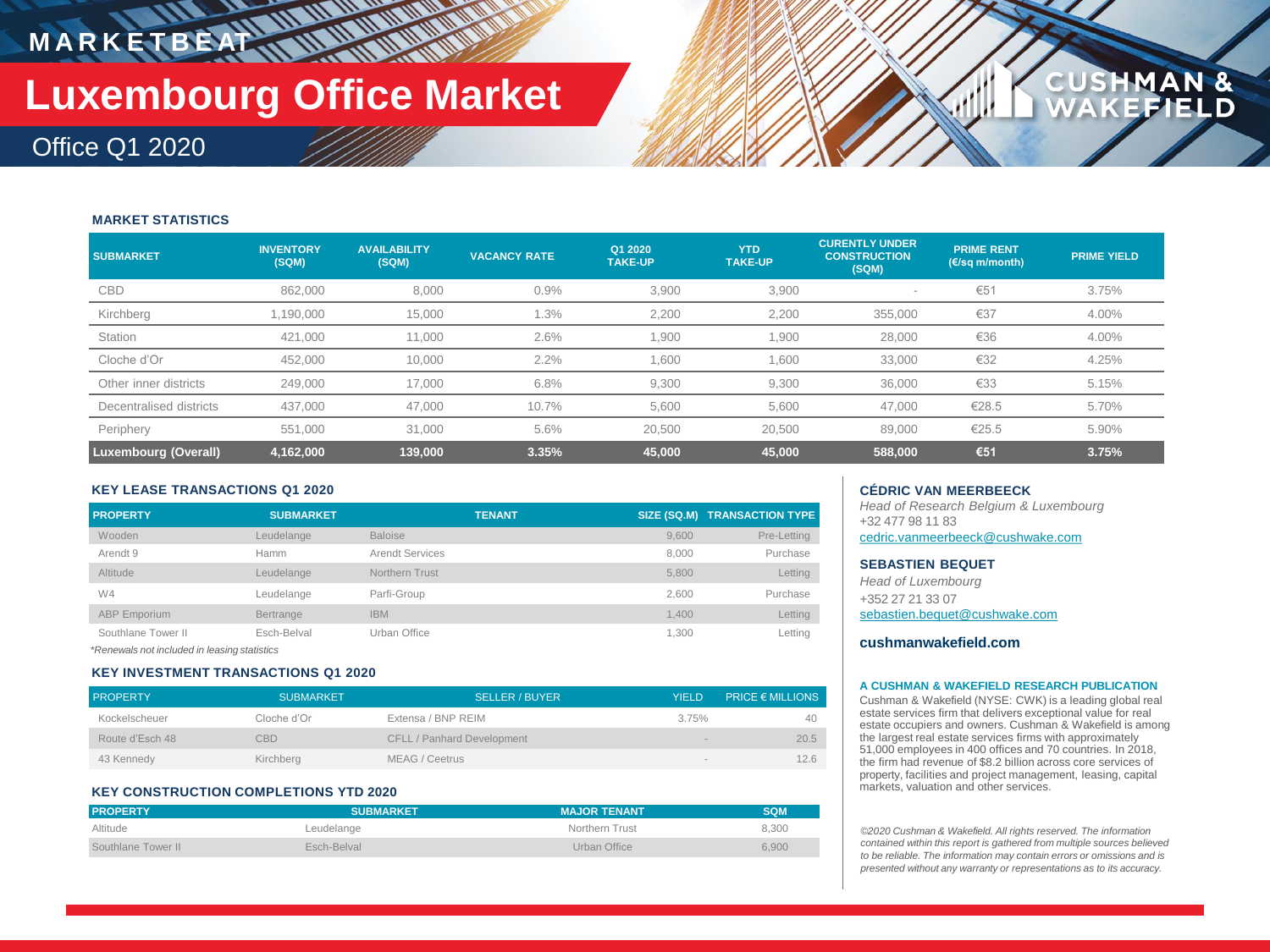# MARKETBEAT

# Luxembourg Office Market

## Office Q1 2020

CUSHMAN & WAKEFIELD

### MARKET STATISTICS

| SUBMARKET | INVENTORY (SQM) | AVAILABILITY (SQM) | VACANCY RATE | Q1 2020 TAKE-UP | YTD TAKE-UP | CURENTLY UNDER CONSTRUCTION (SQM) | PRIME RENT (€/sq m/month) | PRIME YIELD |
|---|---|---|---|---|---|---|---|---|
| CBD | 862,000 | 8,000 | 0.9% | 3,900 | 3,900 | - | €51 | 3.75% |
| Kirchberg | 1,190,000 | 15,000 | 1.3% | 2,200 | 2,200 | 355,000 | €37 | 4.00% |
| Station | 421,000 | 11,000 | 2.6% | 1,900 | 1,900 | 28,000 | €36 | 4.00% |
| Cloche d'Or | 452,000 | 10,000 | 2.2% | 1,600 | 1,600 | 33,000 | €32 | 4.25% |
| Other inner districts | 249,000 | 17,000 | 6.8% | 9,300 | 9,300 | 36,000 | €33 | 5.15% |
| Decentralised districts | 437,000 | 47,000 | 10.7% | 5,600 | 5,600 | 47,000 | €28.5 | 5.70% |
| Periphery | 551,000 | 31,000 | 5.6% | 20,500 | 20,500 | 89,000 | €25.5 | 5.90% |
| **Luxembourg (Overall)** | **4,162,000** | **139,000** | **3.35%** | **45,000** | **45,000** | **588,000** | **€51** | **3.75%** |

### KEY LEASE TRANSACTIONS Q1 2020

| PROPERTY | SUBMARKET | TENANT | SIZE (SQ.M) | TRANSACTION TYPE |
|---|---|---|---|---|
| Wooden | Leudelange | Baloise | 9,600 | Pre-Letting |
| Arendt 9 | Hamm | Arendt Services | 8,000 | Purchase |
| Altitude | Leudelange | Northern Trust | 5,800 | Letting |
| W4 | Leudelange | Parfi-Group | 2,600 | Purchase |
| ABP Emporium | Bertrange | IBM | 1,400 | Letting |
| Southlane Tower II | Esch-Belval | Urban Office | 1,300 | Letting |

*Renewals not included in leasing statistics*

### KEY INVESTMENT TRANSACTIONS Q1 2020

| PROPERTY | SUBMARKET | SELLER / BUYER | YIELD | PRICE € MILLIONS |
|---|---|---|---|---|
| Kockelscheuer | Cloche d'Or | Extensa / BNP REIM | 3.75% | 40 |
| Route d'Esch 48 | CBD | CFLL / Panhard Development | - | 20.5 |
| 43 Kennedy | Kirchberg | MEAG / Ceetrus | - | 12.6 |

### KEY CONSTRUCTION COMPLETIONS YTD 2020

| PROPERTY | SUBMARKET | MAJOR TENANT | SQM |
|---|---|---|---|
| Altitude | Leudelange | Northern Trust | 8,300 |
| Southlane Tower II | Esch-Belval | Urban Office | 6,900 |

**CÉDRIC VAN MEERBEECK**
*Head of Research Belgium & Luxembourg*
+32 477 98 11 83
cedric.vanmeerbeeck@cushwake.com

**SEBASTIEN BEQUET**
*Head of Luxembourg*
+352 27 21 33 07
sebastien.bequet@cushwake.com

**cushmanwakefield.com**

**A CUSHMAN & WAKEFIELD RESEARCH PUBLICATION**

Cushman & Wakefield (NYSE: CWK) is a leading global real estate services firm that delivers exceptional value for real estate occupiers and owners. Cushman & Wakefield is among the largest real estate services firms with approximately 51,000 employees in 400 offices and 70 countries. In 2018, the firm had revenue of $8.2 billion across core services of property, facilities and project management, leasing, capital markets, valuation and other services.

*©2020 Cushman & Wakefield. All rights reserved. The information contained within this report is gathered from multiple sources believed to be reliable. The information may contain errors or omissions and is presented without any warranty or representations as to its accuracy.*